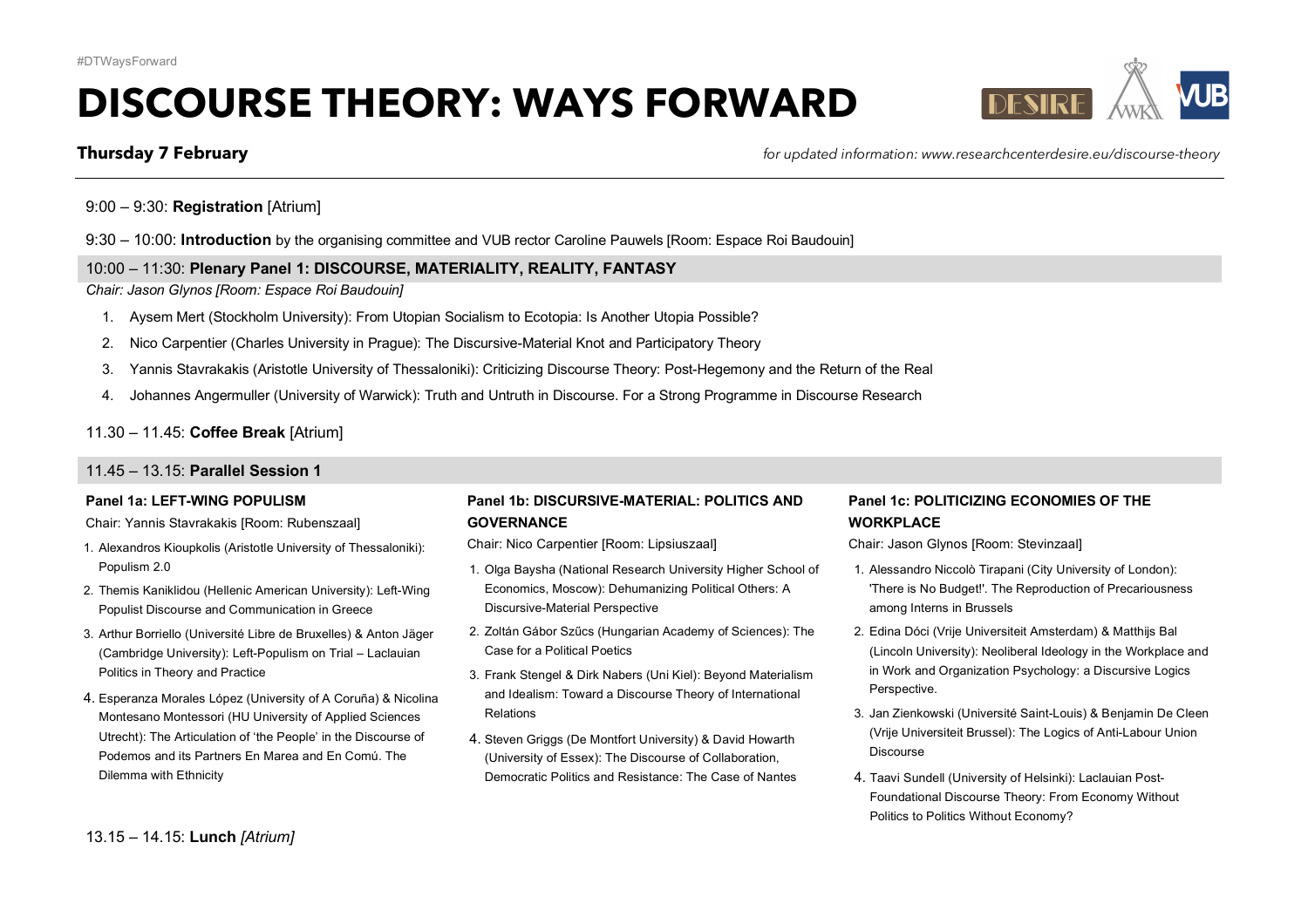#DTWaysForward

# DISCOURSE THEORY: WAYS FORWARD

**Thursday 7 February**

*for updated information: www.researchcenterdesire.eu/discourse-theory*

---

9:00 – 9:30: **Registration** [Atrium]

9:30 – 10:00: **Introduction** by the organising committee and VUB rector Caroline Pauwels [Room: Espace Roi Baudouin]

## 10:00 – 11:30: Plenary Panel 1: DISCOURSE, MATERIALITY, REALITY, FANTASY

*Chair: Jason Glynos [Room: Espace Roi Baudouin]*

1. Aysem Mert (Stockholm University): From Utopian Socialism to Ecotopia: Is Another Utopia Possible?
2. Nico Carpentier (Charles University in Prague): The Discursive-Material Knot and Participatory Theory
3. Yannis Stavrakakis (Aristotle University of Thessaloniki): Criticizing Discourse Theory: Post-Hegemony and the Return of the Real
4. Johannes Angermuller (University of Warwick): Truth and Untruth in Discourse. For a Strong Programme in Discourse Research

11.30 – 11.45: **Coffee Break** [Atrium]

## 11.45 – 13.15: Parallel Session 1

### Panel 1a: LEFT-WING POPULISM

Chair: Yannis Stavrakakis [Room: Rubenszaal]

1. Alexandros Kioupkolis (Aristotle University of Thessaloniki): Populism 2.0
2. Themis Kaniklidou (Hellenic American University): Left-Wing Populist Discourse and Communication in Greece
3. Arthur Borriello (Université Libre de Bruxelles) & Anton Jäger (Cambridge University): Left-Populism on Trial – Laclauian Politics in Theory and Practice
4. Esperanza Morales López (University of A Coruña) & Nicolina Montesano Montessori (HU University of Applied Sciences Utrecht): The Articulation of 'the People' in the Discourse of Podemos and its Partners En Marea and En Comú. The Dilemma with Ethnicity

### Panel 1b: DISCURSIVE-MATERIAL: POLITICS AND GOVERNANCE

Chair: Nico Carpentier [Room: Lipsiuszaal]

1. Olga Baysha (National Research University Higher School of Economics, Moscow): Dehumanizing Political Others: A Discursive-Material Perspective
2. Zoltán Gábor Szűcs (Hungarian Academy of Sciences): The Case for a Political Poetics
3. Frank Stengel & Dirk Nabers (Uni Kiel): Beyond Materialism and Idealism: Toward a Discourse Theory of International Relations
4. Steven Griggs (De Montfort University) & David Howarth (University of Essex): The Discourse of Collaboration, Democratic Politics and Resistance: The Case of Nantes

### Panel 1c: POLITICIZING ECONOMIES OF THE WORKPLACE

Chair: Jason Glynos [Room: Stevinzaal]

1. Alessandro Niccolò Tirapani (City University of London): 'There is No Budget!'. The Reproduction of Precariousness among Interns in Brussels
2. Edina Dóci (Vrije Universiteit Amsterdam) & Matthijs Bal (Lincoln University): Neoliberal Ideology in the Workplace and in Work and Organization Psychology: a Discursive Logics Perspective.
3. Jan Zienkowski (Université Saint-Louis) & Benjamin De Cleen (Vrije Universiteit Brussel): The Logics of Anti-Labour Union Discourse
4. Taavi Sundell (University of Helsinki): Laclauian Post-Foundational Discourse Theory: From Economy Without Politics to Politics Without Economy?

13.15 – 14.15: **Lunch** *[Atrium]*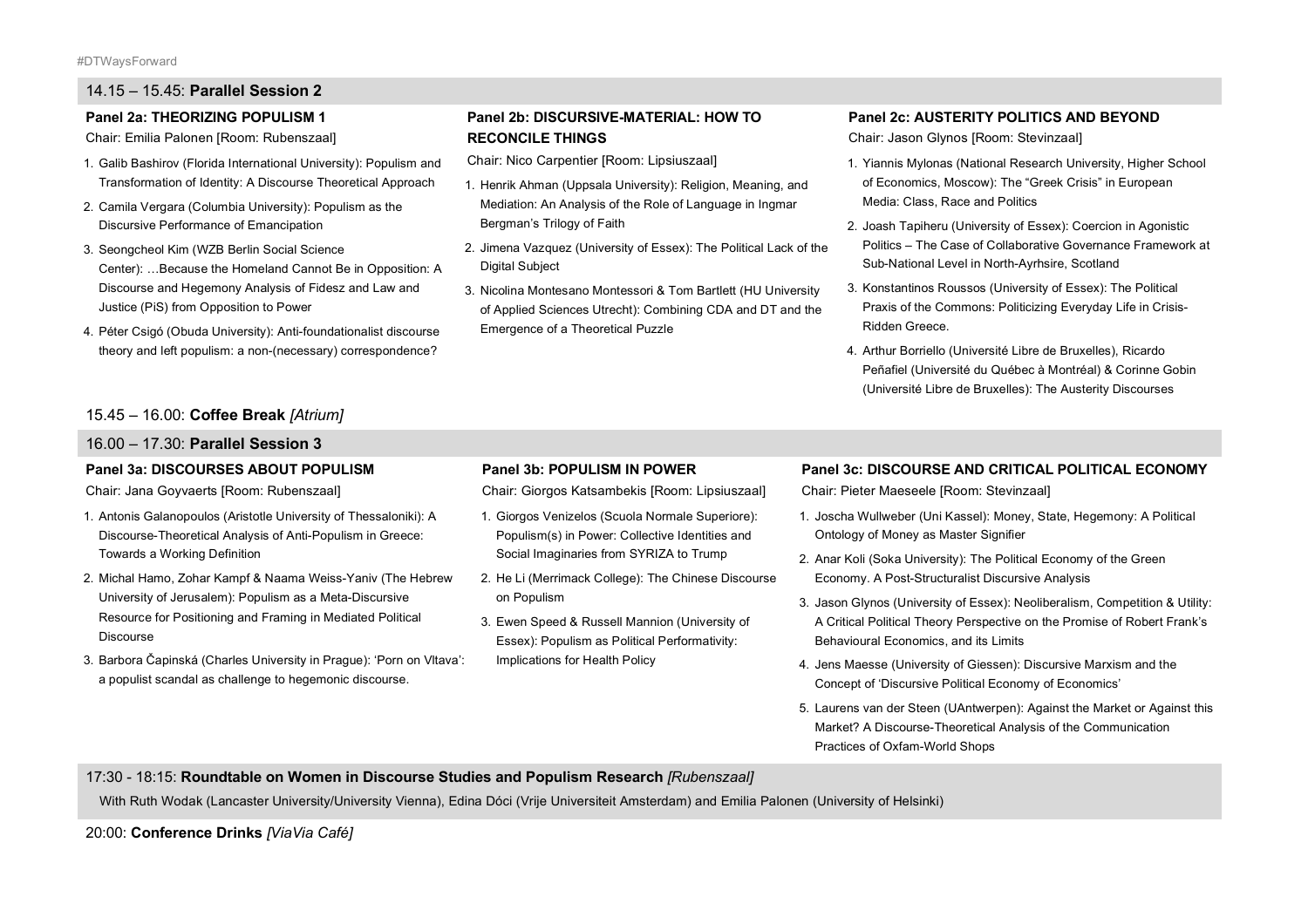## 14.15 – 15.45: **Parallel Session 2**

### Panel 2a: THEORIZING POPULISM 1

Chair: Emilia Palonen [Room: Rubenszaal]

1. Galib Bashirov (Florida International University): Populism and Transformation of Identity: A Discourse Theoretical Approach
2. Camila Vergara (Columbia University): Populism as the Discursive Performance of Emancipation
3. Seongcheol Kim (WZB Berlin Social Science Center): …Because the Homeland Cannot Be in Opposition: A Discourse and Hegemony Analysis of Fidesz and Law and Justice (PiS) from Opposition to Power
4. Péter Csigó (Obuda University): Anti-foundationalist discourse theory and left populism: a non-(necessary) correspondence?

### Panel 2b: DISCURSIVE-MATERIAL: HOW TO RECONCILE THINGS

Chair: Nico Carpentier [Room: Lipsiuszaal]

1. Henrik Ahman (Uppsala University): Religion, Meaning, and Mediation: An Analysis of the Role of Language in Ingmar Bergman's Trilogy of Faith
2. Jimena Vazquez (University of Essex): The Political Lack of the Digital Subject
3. Nicolina Montesano Montessori & Tom Bartlett (HU University of Applied Sciences Utrecht): Combining CDA and DT and the Emergence of a Theoretical Puzzle

### Panel 2c: AUSTERITY POLITICS AND BEYOND

Chair: Jason Glynos [Room: Stevinzaal]

1. Yiannis Mylonas (National Research University, Higher School of Economics, Moscow): The "Greek Crisis" in European Media: Class, Race and Politics
2. Joash Tapiheru (University of Essex): Coercion in Agonistic Politics – The Case of Collaborative Governance Framework at Sub-National Level in North-Ayrhsire, Scotland
3. Konstantinos Roussos (University of Essex): The Political Praxis of the Commons: Politicizing Everyday Life in Crisis-Ridden Greece.
4. Arthur Borriello (Université Libre de Bruxelles), Ricardo Peñafiel (Université du Québec à Montréal) & Corinne Gobin (Université Libre de Bruxelles): The Austerity Discourses

## 15.45 – 16.00: **Coffee Break** *[Atrium]*

## 16.00 – 17.30: **Parallel Session 3**

### Panel 3a: DISCOURSES ABOUT POPULISM

Chair: Jana Goyvaerts [Room: Rubenszaal]

1. Antonis Galanopoulos (Aristotle University of Thessaloniki): A Discourse-Theoretical Analysis of Anti-Populism in Greece: Towards a Working Definition
2. Michal Hamo, Zohar Kampf & Naama Weiss-Yaniv (The Hebrew University of Jerusalem): Populism as a Meta-Discursive Resource for Positioning and Framing in Mediated Political Discourse
3. Barbora Čapinská (Charles University in Prague): 'Porn on Vltava': a populist scandal as challenge to hegemonic discourse.

### Panel 3b: POPULISM IN POWER

Chair: Giorgos Katsambekis [Room: Lipsiuszaal]

1. Giorgos Venizelos (Scuola Normale Superiore): Populism(s) in Power: Collective Identities and Social Imaginaries from SYRIZA to Trump
2. He Li (Merrimack College): The Chinese Discourse on Populism
3. Ewen Speed & Russell Mannion (University of Essex): Populism as Political Performativity: Implications for Health Policy

### Panel 3c: DISCOURSE AND CRITICAL POLITICAL ECONOMY

Chair: Pieter Maeseele [Room: Stevinzaal]

1. Joscha Wullweber (Uni Kassel): Money, State, Hegemony: A Political Ontology of Money as Master Signifier
2. Anar Koli (Soka University): The Political Economy of the Green Economy. A Post-Structuralist Discursive Analysis
3. Jason Glynos (University of Essex): Neoliberalism, Competition & Utility: A Critical Political Theory Perspective on the Promise of Robert Frank's Behavioural Economics, and its Limits
4. Jens Maesse (University of Giessen): Discursive Marxism and the Concept of 'Discursive Political Economy of Economics'
5. Laurens van der Steen (UAntwerpen): Against the Market or Against this Market? A Discourse-Theoretical Analysis of the Communication Practices of Oxfam-World Shops

## 17:30 - 18:15: **Roundtable on Women in Discourse Studies and Populism Research** *[Rubenszaal]*

With Ruth Wodak (Lancaster University/University Vienna), Edina Dóci (Vrije Universiteit Amsterdam) and Emilia Palonen (University of Helsinki)

## 20:00: **Conference Drinks** *[ViaVia Café]*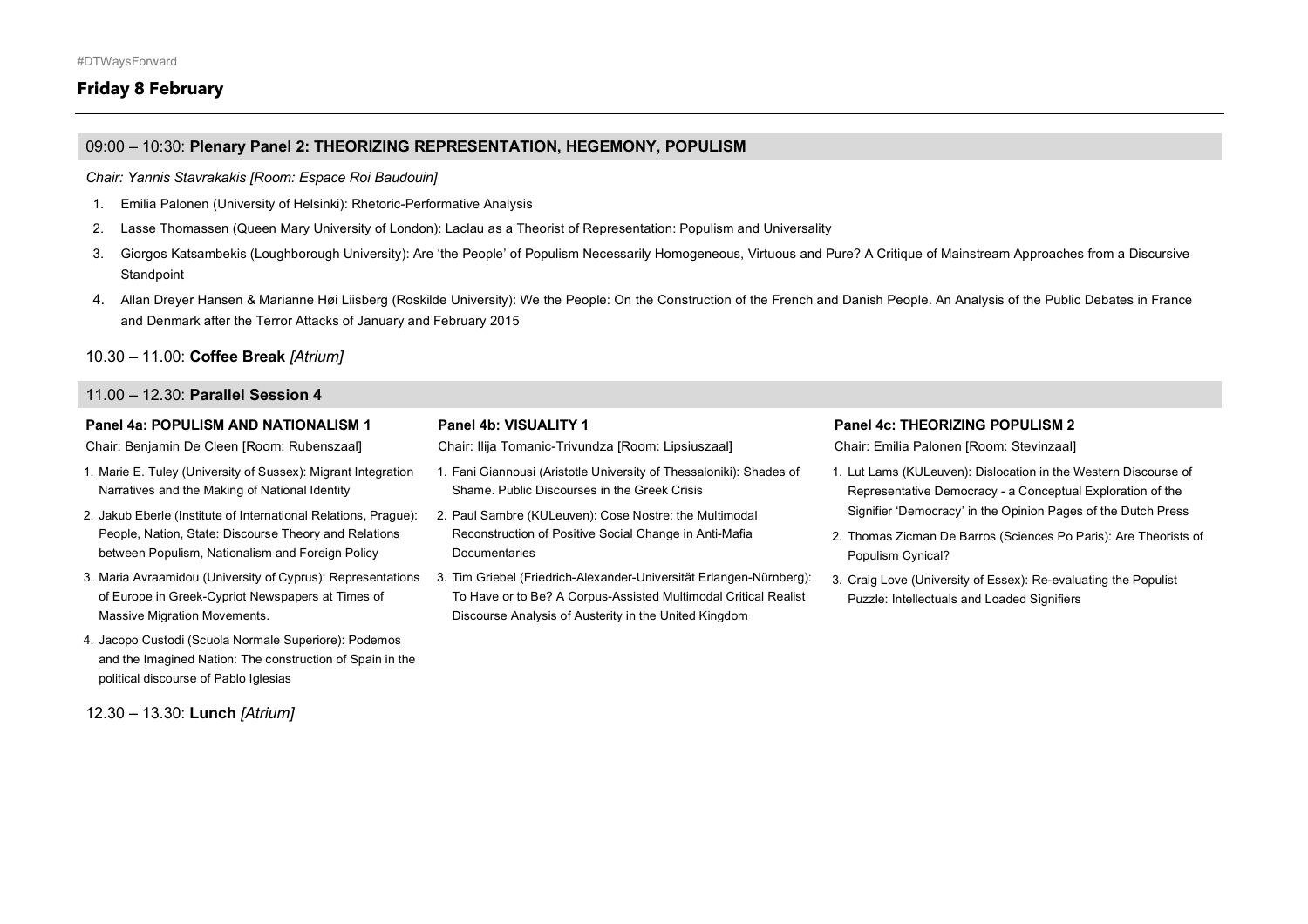## Friday 8 February

### 09:00 – 10:30: **Plenary Panel 2: THEORIZING REPRESENTATION, HEGEMONY, POPULISM**

*Chair: Yannis Stavrakakis [Room: Espace Roi Baudouin]*

1. Emilia Palonen (University of Helsinki): Rhetoric-Performative Analysis
2. Lasse Thomassen (Queen Mary University of London): Laclau as a Theorist of Representation: Populism and Universality
3. Giorgos Katsambekis (Loughborough University): Are 'the People' of Populism Necessarily Homogeneous, Virtuous and Pure? A Critique of Mainstream Approaches from a Discursive Standpoint
4. Allan Dreyer Hansen & Marianne Høi Liisberg (Roskilde University): We the People: On the Construction of the French and Danish People. An Analysis of the Public Debates in France and Denmark after the Terror Attacks of January and February 2015

### 10.30 – 11.00: **Coffee Break** *[Atrium]*

### 11.00 – 12.30: **Parallel Session 4**

#### Panel 4a: POPULISM AND NATIONALISM 1

Chair: Benjamin De Cleen [Room: Rubenszaal]

1. Marie E. Tuley (University of Sussex): Migrant Integration Narratives and the Making of National Identity
2. Jakub Eberle (Institute of International Relations, Prague): People, Nation, State: Discourse Theory and Relations between Populism, Nationalism and Foreign Policy
3. Maria Avraamidou (University of Cyprus): Representations of Europe in Greek-Cypriot Newspapers at Times of Massive Migration Movements.
4. Jacopo Custodi (Scuola Normale Superiore): Podemos and the Imagined Nation: The construction of Spain in the political discourse of Pablo Iglesias

#### Panel 4b: VISUALITY 1

Chair: Ilija Tomanic-Trivundza [Room: Lipsiuszaal]

1. Fani Giannousi (Aristotle University of Thessaloniki): Shades of Shame. Public Discourses in the Greek Crisis
2. Paul Sambre (KULeuven): Cose Nostre: the Multimodal Reconstruction of Positive Social Change in Anti-Mafia Documentaries
3. Tim Griebel (Friedrich-Alexander-Universität Erlangen-Nürnberg): To Have or to Be? A Corpus-Assisted Multimodal Critical Realist Discourse Analysis of Austerity in the United Kingdom

#### Panel 4c: THEORIZING POPULISM 2

Chair: Emilia Palonen [Room: Stevinzaal]

1. Lut Lams (KULeuven): Dislocation in the Western Discourse of Representative Democracy - a Conceptual Exploration of the Signifier 'Democracy' in the Opinion Pages of the Dutch Press
2. Thomas Zicman De Barros (Sciences Po Paris): Are Theorists of Populism Cynical?
3. Craig Love (University of Essex): Re-evaluating the Populist Puzzle: Intellectuals and Loaded Signifiers

### 12.30 – 13.30: **Lunch** *[Atrium]*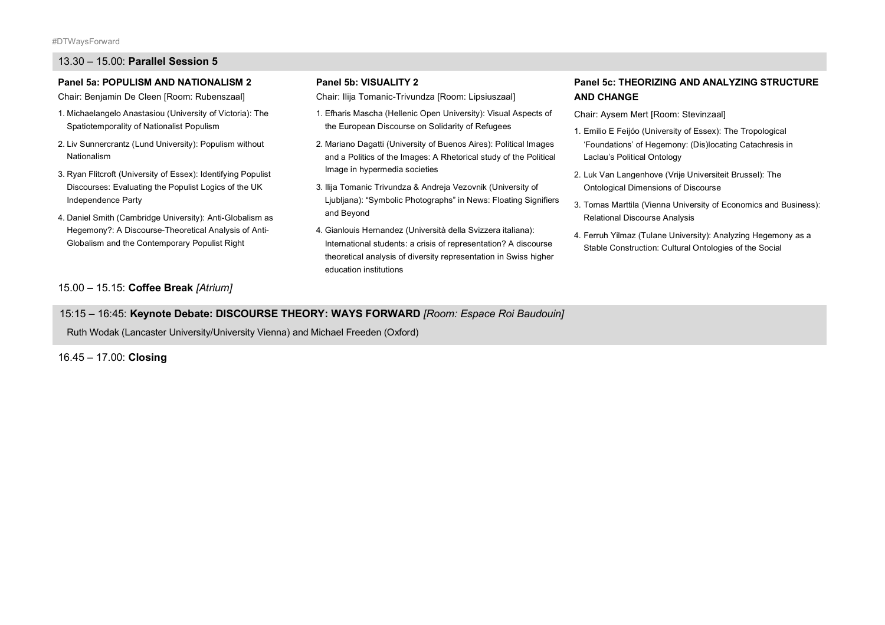## 13.30 – 15.00: **Parallel Session 5**

### Panel 5a: POPULISM AND NATIONALISM 2

Chair: Benjamin De Cleen [Room: Rubenszaal]

1. Michaelangelo Anastasiou (University of Victoria): The Spatiotemporality of Nationalist Populism
2. Liv Sunnercrantz (Lund University): Populism without Nationalism
3. Ryan Flitcroft (University of Essex): Identifying Populist Discourses: Evaluating the Populist Logics of the UK Independence Party
4. Daniel Smith (Cambridge University): Anti-Globalism as Hegemony?: A Discourse-Theoretical Analysis of Anti-Globalism and the Contemporary Populist Right

### Panel 5b: VISUALITY 2

Chair: Ilija Tomanic-Trivundza [Room: Lipsiuszaal]

1. Efharis Mascha (Hellenic Open University): Visual Aspects of the European Discourse on Solidarity of Refugees
2. Mariano Dagatti (University of Buenos Aires): Political Images and a Politics of the Images: A Rhetorical study of the Political Image in hypermedia societies
3. Ilija Tomanic Trivundza & Andreja Vezovnik (University of Ljubljana): "Symbolic Photographs" in News: Floating Signifiers and Beyond
4. Gianlouis Hernandez (Università della Svizzera italiana): International students: a crisis of representation? A discourse theoretical analysis of diversity representation in Swiss higher education institutions

### Panel 5c: THEORIZING AND ANALYZING STRUCTURE AND CHANGE

Chair: Aysem Mert [Room: Stevinzaal]

1. Emilio E Feijóo (University of Essex): The Tropological 'Foundations' of Hegemony: (Dis)locating Catachresis in Laclau's Political Ontology
2. Luk Van Langenhove (Vrije Universiteit Brussel): The Ontological Dimensions of Discourse
3. Tomas Marttila (Vienna University of Economics and Business): Relational Discourse Analysis
4. Ferruh Yilmaz (Tulane University): Analyzing Hegemony as a Stable Construction: Cultural Ontologies of the Social

## 15.00 – 15.15: **Coffee Break** *[Atrium]*

## 15:15 – 16:45: **Keynote Debate: DISCOURSE THEORY: WAYS FORWARD** *[Room: Espace Roi Baudouin]*

Ruth Wodak (Lancaster University/University Vienna) and Michael Freeden (Oxford)

## 16.45 – 17.00: **Closing**